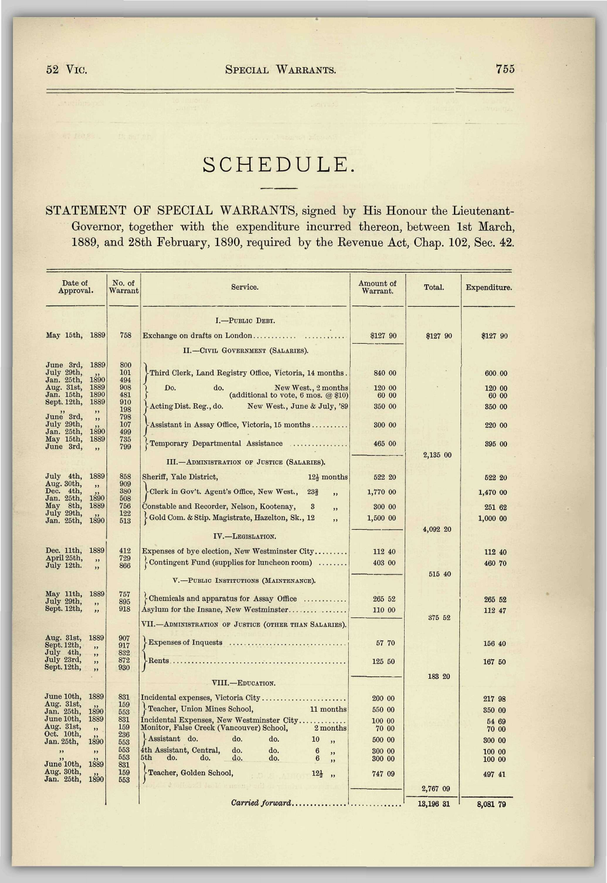# SCHEDULE.

STATEMENT OF SPECIAL WARRANTS, signed by His Honour the Lieutenant-Governor, together with the expenditure incurred thereon, between 1st March, 1889, and 28th February, 1890, required by the Revenue Act, Chap. 102, Sec. 42.

| Date of Approval. | No. of Warrant | Service. | Amount of Warrant. | Total. | Expenditure. |
|---|---|---|---|---|---|
| | | I.—PUBLIC DEBT. | | | |
| May 15th, 1889 | 758 | Exchange on drafts on London | $127 90 | $127 90 | $127 90 |
| | | II.—CIVIL GOVERNMENT (SALARIES). | | | |
| June 3rd, 1889<br>July 29th, ,,<br>Jan. 25th, 1890 | 800<br>101<br>494 | Third Clerk, Land Registry Office, Victoria, 14 months | 840 00 | | 600 00 |
| Aug. 31st, 1889<br>Jan. 15th, 1890 | 908<br>481 | Do. do. New West., 2 months<br>(additional to vote, 6 mos. @ $10) | 120 00<br>60 00 | | 120 00<br>60 00 |
| Sept. 12th, 1889<br>,, ,, | 910<br>198 | Acting Dist. Reg., do. New West., June & July, '89 | 350 00 | | 350 00 |
| June 3rd, ,,<br>July 29th, ,,<br>Jan. 25th, 1890 | 798<br>107<br>499 | Assistant in Assay Office, Victoria, 15 months | 300 00 | | 220 00 |
| May 15th, 1889<br>June 3rd, ,, | 735<br>799 | Temporary Departmental Assistance | 465 00 | | 395 00 |
| | | | | 2,135 00 | |
| | | III.—ADMINISTRATION OF JUSTICE (SALARIES). | | | |
| July 4th, 1889 | 858 | Sheriff, Yale District, 12½ months | 522 20 | | 522 20 |
| Aug. 30th, ,,<br>Dec. 4th, ,,<br>Jan. 25th, 1890 | 909<br>380<br>508 | Clerk in Gov't. Agent's Office, New West., 23¾ ,, | 1,770 00 | | 1,470 00 |
| May 8th, 1889 | 756 | Constable and Recorder, Nelson, Kootenay, 3 ,, | 300 00 | | 251 62 |
| July 29th, ,,<br>Jan. 25th, 1890 | 122<br>513 | Gold Com. & Stip. Magistrate, Hazelton, Sk., 12 ,, | 1,500 00 | | 1,000 00 |
| | | | | 4,092 20 | |
| | | IV.—LEGISLATION. | | | |
| Dec. 11th, 1889 | 412 | Expenses of bye election, New Westminster City | 112 40 | | 112 40 |
| April 25th, ,,<br>July 12th. ,, | 729<br>866 | Contingent Fund (supplies for luncheon room) | 403 00 | | 460 70 |
| | | | | 515 40 | |
| | | V.—PUBLIC INSTITUTIONS (MAINTENANCE). | | | |
| May 11th, 1889<br>July 29th, ,, | 757<br>895 | Chemicals and apparatus for Assay Office | 265 52 | | 265 52 |
| Sept. 12th, ,, | 918 | Asylum for the Insane, New Westminster | 110 00 | | 112 47 |
| | | | | 375 52 | |
| | | VII.—ADMINISTRATION OF JUSTICE (OTHER THAN SALARIES). | | | |
| Aug. 31st, 1889<br>Sept. 12th, ,, | 907<br>917 | Expenses of Inquests | 57 70 | | 156 40 |
| July 4th, ,,<br>July 23rd, ,,<br>Sept. 12th, ,, | 832<br>872<br>930 | Rents | 125 50 | | 167 50 |
| | | | | 183 20 | |
| | | VIII.—EDUCATION. | | | |
| June 10th, 1889 | 831 | Incidental expenses, Victoria City | 200 00 | | 217 98 |
| Aug. 31st, ,,<br>Jan. 25th, 1890 | 159<br>553 | Teacher, Union Mines School, 11 months | 550 00 | | 350 00 |
| June 10th, 1889 | 831 | Incidental Expenses, New Westminster City | 100 00 | | 54 69 |
| Aug. 31st, ,, | 159 | Monitor, False Creek (Vancouver) School, 2 months | 70 00 | | 70 00 |
| Oct. 10th, ,,<br>Jan. 25th, 1890 | 236<br>553 | Assistant do. do. do. 10 ,, | 500 00 | | 300 00 |
| ,, ,, | 553 | 4th Assistant, Central, do. do. 6 ,, | 300 00 | | 100 00 |
| ,, ,, | 553 | 5th do. do. do. do. 6 ,, | 300 00 | | 100 00 |
| June 10th, 1889<br>Aug. 30th, ,,<br>Jan. 25th, 1890 | 831<br>159<br>553 | Teacher, Golden School, 12½ ,, | 747 09 | | 497 41 |
| | | | | 2,767 09 | |
| | | *Carried forward* | | 13,196 31 | 8,081 79 |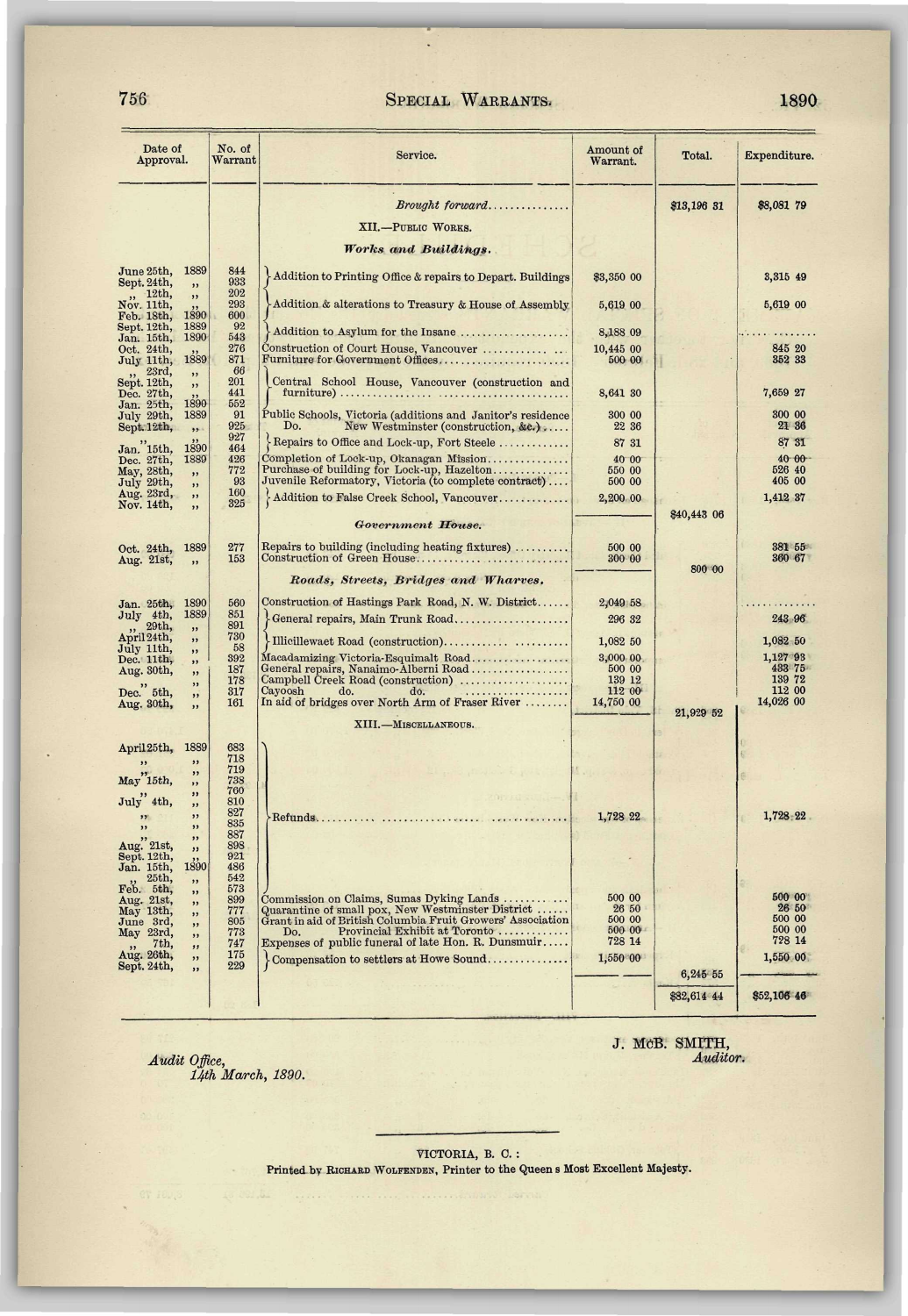## Special Warrants.

| Date of Approval. | No. of Warrant | Service. | Amount of Warrant. | Total. | Expenditure. |
|---|---|---|---|---|---|
| | | *Brought forward* | | $13,196 31 | $8,081 79 |
| | | XII.—Public Works. | | | |
| | | ***Works and Buildings.*** | | | |
| June 25th, 1889 | 844 | Addition to Printing Office & repairs to Depart. Buildings | $3,350 00 | | 3,315 49 |
| Sept. 24th, " | 933 | | | | |
| " 12th, " | 202 | Addition & alterations to Treasury & House of Assembly | 5,619 00 | | 5,619 00 |
| Nov. 11th, " | 293 | | | | |
| Feb. 18th, 1890 | 600 | | | | |
| Sept. 12th, 1889 | 92 | Addition to Asylum for the Insane | 8,188 09 | | ........ |
| Jan. 15th, 1890 | 543 | | | | |
| Oct. 24th, " | 276 | Construction of Court House, Vancouver | 10,445 00 | | 845 20 |
| July 11th, 1889 | 871 | Furniture for Government Offices | 500 00 | | 352 33 |
| " 23rd, " | 66 | Central School House, Vancouver (construction and furniture) | 8,641 30 | | 7,659 27 |
| Sept. 12th, " | 201 | | | | |
| Dec. 27th, " | 441 | | | | |
| Jan. 25th, 1890 | 552 | | | | |
| July 29th, 1889 | 91 | Public Schools, Victoria (additions and Janitor's residence | 300 00 | | 300 00 |
| Sept. 12th, " | 925 | Do. New Westminster (construction, &c.) | 22 36 | | 21 36 |
| " " | 927 | Repairs to Office and Lock-up, Fort Steele | 87 31 | | 87 31 |
| Jan. 15th, 1890 | 464 | | | | |
| Dec. 27th, 1889 | 426 | Completion of Lock-up, Okanagan Mission | 40 00 | | 40 00 |
| May, 28th, " | 772 | Purchase of building for Lock-up, Hazelton | 550 00 | | 526 40 |
| July 29th, " | 93 | Juvenile Reformatory, Victoria (to complete contract) | 500 00 | | 405 00 |
| Aug. 23rd, " | 160 | Addition to False Creek School, Vancouver | 2,200 00 | | 1,412 37 |
| Nov. 14th, " | 325 | | | $40,443 06 | |
| | | ***Government House.*** | | | |
| Oct. 24th, 1889 | 277 | Repairs to building (including heating fixtures) | 500 00 | | 381 55 |
| Aug. 21st, " | 153 | Construction of Green House | 300 00 | 800 00 | 360 67 |
| | | ***Roads, Streets, Bridges and Wharves.*** | | | |
| Jan. 25th, 1890 | 560 | Construction of Hastings Park Road, N. W. District | 2,049 58 | | ........ |
| July 4th, 1889 | 851 | General repairs, Main Trunk Road | 296 32 | | 243 96 |
| " 29th, " | 891 | | | | |
| April 24th, " | 730 | Illicillewaet Road (construction) | 1,082 50 | | 1,082 50 |
| July 11th, " | 58 | | | | |
| Dec. 11th, " | 392 | Macadamizing Victoria-Esquimalt Road | 3,000 00 | | 1,127 93 |
| Aug. 30th, " | 187 | General repairs, Nanaimo-Alberni Road | 500 00 | | 483 75 |
| " " | 178 | Campbell Creek Road (construction) | 139 12 | | 139 72 |
| Dec. 5th, " | 317 | Cayoosh do. do. | 112 00 | | 112 00 |
| Aug. 30th, " | 161 | In aid of bridges over North Arm of Fraser River | 14,750 00 | 21,929 52 | 14,026 00 |
| | | XIII.—Miscellaneous. | | | |
| April 25th, 1889 | 683 | Refunds | 1,728 22 | | 1,728 22 |
| " " | 718 | | | | |
| " " | 719 | | | | |
| May 15th, " | 738 | | | | |
| " " | 760 | | | | |
| July 4th, " | 810 | | | | |
| " " | 827 | | | | |
| " " | 835 | | | | |
| " " | 887 | | | | |
| Aug. 21st, " | 898 | | | | |
| Sept. 12th, " | 921 | | | | |
| Jan. 15th, 1890 | 486 | | | | |
| " 25th, " | 542 | | | | |
| Feb. 5th, " | 573 | | | | |
| Aug. 21st, " | 899 | Commission on Claims, Sumas Dyking Lands | 500 00 | | 500 00 |
| May 13th, " | 777 | Quarantine of small pox, New Westminster District | 26 50 | | 26 50 |
| June 3rd, " | 805 | Grant in aid of British Columbia Fruit Growers' Association | 500 00 | | 500 00 |
| May 23rd, " | 773 | Do. Provincial Exhibit at Toronto | 500 00 | | 500 00 |
| " 7th, " | 747 | Expenses of public funeral of late Hon. R. Dunsmuir | 728 14 | | 728 14 |
| Aug. 26th, " | 175 | Compensation to settlers at Howe Sound | 1,550 00 | | 1,550 00 |
| Sept. 24th, " | 229 | | | 6,245 55 | |
| | | | | $82,614 44 | $52,106 46 |

*Audit Office,*
*14th March, 1890.*

J. McB. SMITH,
*Auditor.*

VICTORIA, B. C.:
Printed by Richard Wolfenden, Printer to the Queen s Most Excellent Majesty.